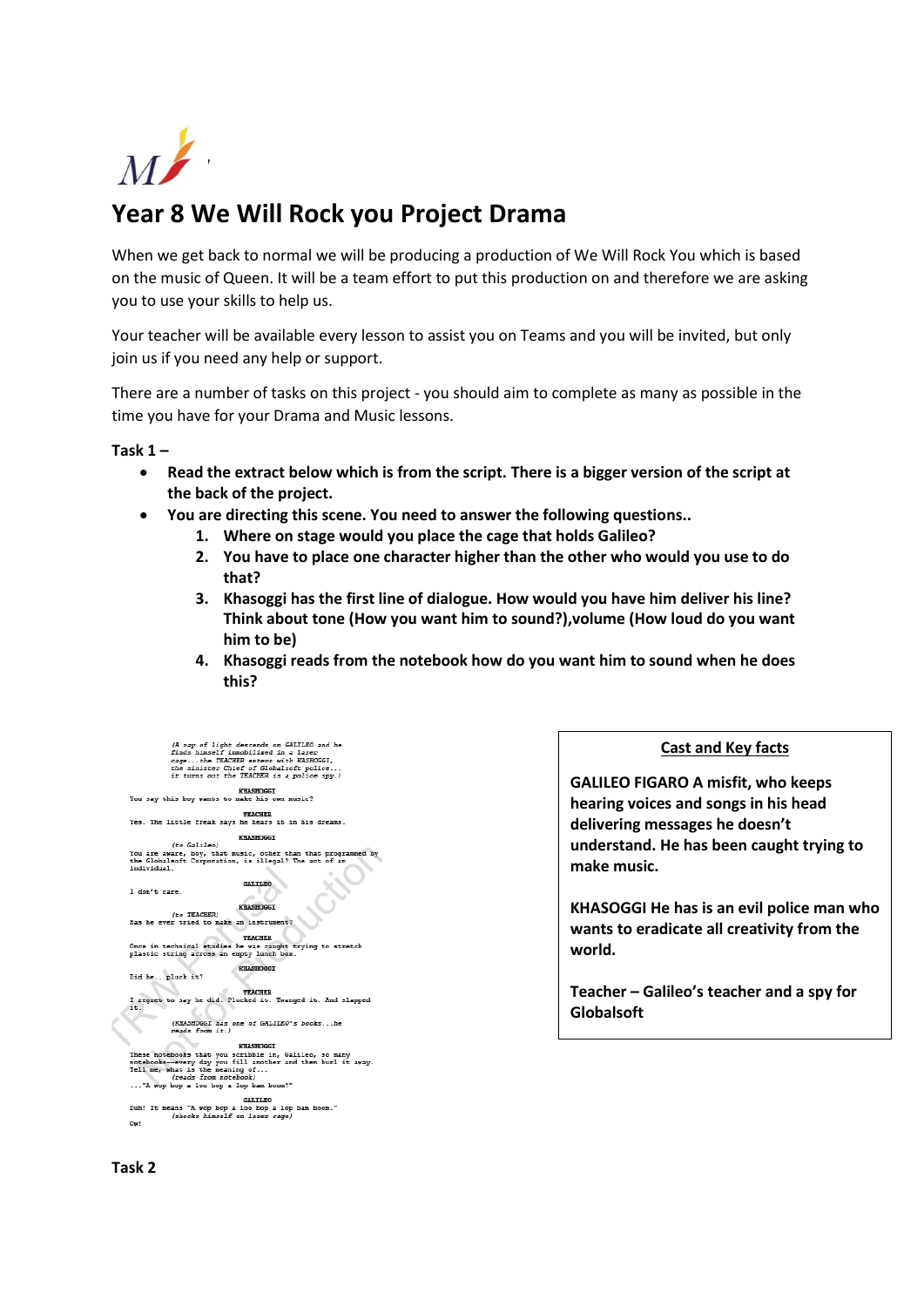# Year 8 We Will Rock you Project Drama

When we get back to normal we will be producing a production of We Will Rock You which is based on the music of Queen. It will be a team effort to put this production on and therefore we are asking you to use your skills to help us.

Your teacher will be available every lesson to assist you on Teams and you will be invited, but only join us if you need any help or support.

There are a number of tasks on this project - you should aim to complete as many as possible in the time you have for your Drama and Music lessons.

**Task 1 –**

- **Read the extract below which is from the script. There is a bigger version of the script at the back of the project.**
- **You are directing this scene. You need to answer the following questions..**
  1. **Where on stage would you place the cage that holds Galileo?**
  2. **You have to place one character higher than the other who would you use to do that?**
  3. **Khasoggi has the first line of dialogue. How would you have him deliver his line? Think about tone (How you want him to sound?),volume (How loud do you want him to be)**
  4. **Khasoggi reads from the notebook how do you want him to sound when he does this?**

*(A sap of light descends on GALILEO and he finds himself immobilized in a laser cage...the TEACHER enters with KASHOGGI, the sinister Chief of Globalsoft police... it turns out the TEACHER is a police spy.)*

KHASHOGGI
You say this boy wants to make his own music?

TEACHER
Yes. The little freak says he hears it in his dreams.

KHASHOGGI
*(to Galileo)*
You are aware, boy, that music, other than that programmed by the Globalsoft Corporation, is illegal? The act of an individual.

GALILEO
I don't care.

KHASHOGGI
*(to TEACHER)*
Has he ever tried to make an instrument?

TEACHER
Once in technical studies he was caught trying to stretch plastic string across an empty lunch box.

KHASHOGGI
Did he...pluck it?

TEACHER
I regret to say he did. Plucked it. Twanged it. And slapped it.

*(KHASHOGGI has one of GALILEO's books...he reads from it.)*

KHASHOGGI
These notebooks that you scribble in, Galileo, so many notebooks--every day you fill another and then hurl it away. Tell me, what is the meaning of...
*(reads from notebook)*
..."A wop bop a loo bop a lop bam boom?"

GALILEO
Duh! It means "A wop bop a loo bop a lop bam boom."
*(shocks himself on laser cage)*
Ow!

**Cast and Key facts**

**GALILEO FIGARO A misfit, who keeps hearing voices and songs in his head delivering messages he doesn't understand. He has been caught trying to make music.**

**KHASOGGI He has is an evil police man who wants to eradicate all creativity from the world.**

**Teacher – Galileo's teacher and a spy for Globalsoft**

**Task 2**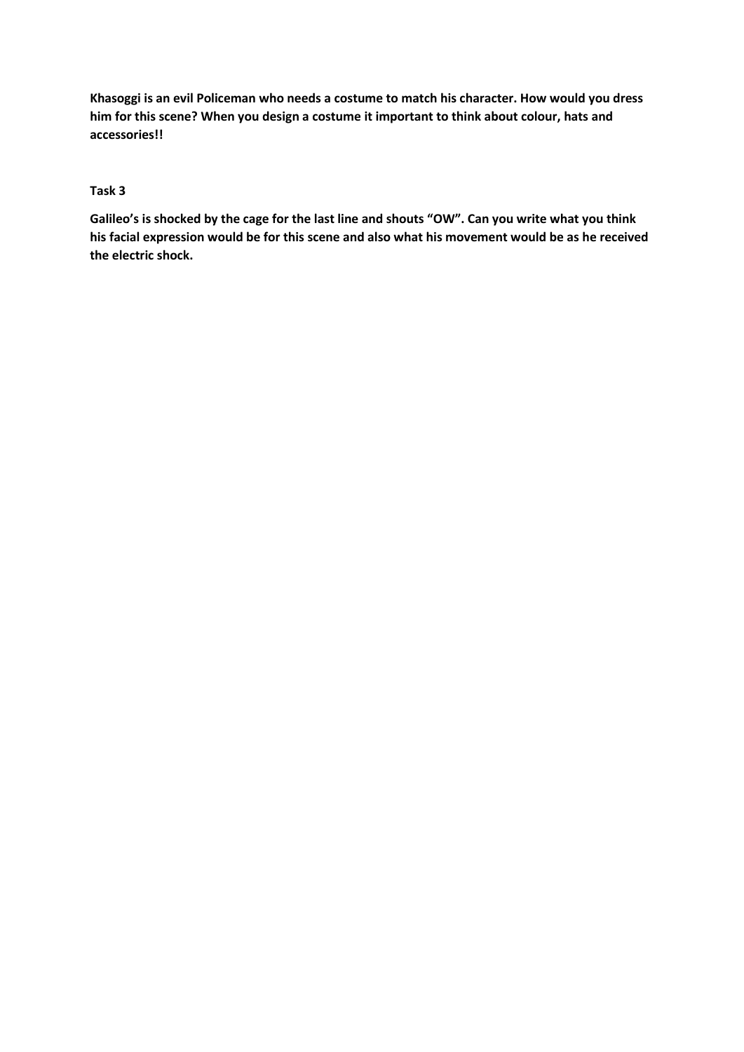**Khasoggi is an evil Policeman who needs a costume to match his character. How would you dress him for this scene? When you design a costume it important to think about colour, hats and accessories!!**

**Task 3**

**Galileo's is shocked by the cage for the last line and shouts "OW". Can you write what you think his facial expression would be for this scene and also what his movement would be as he received the electric shock.**